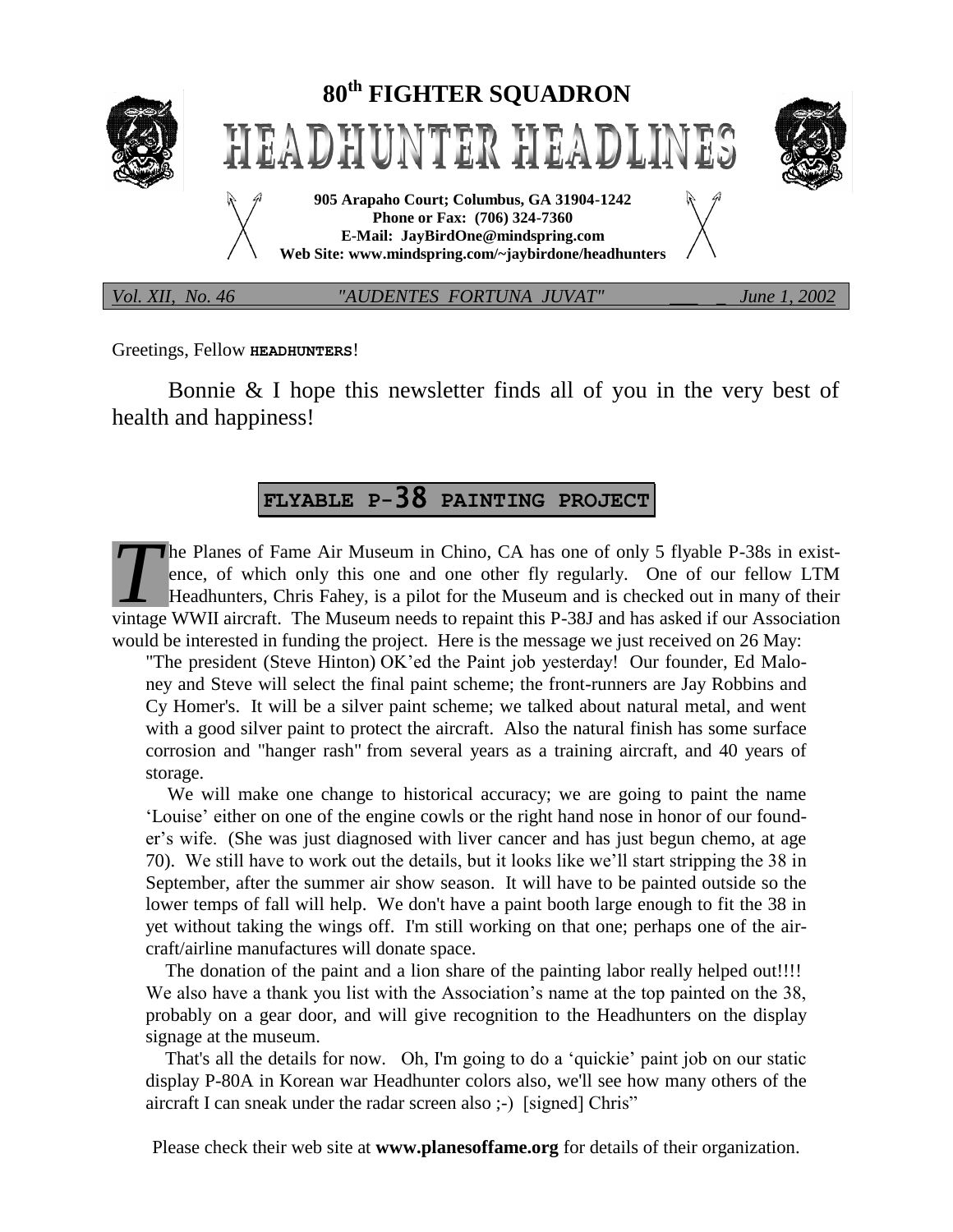# 80th FIGHTER SQUADRON

# HEADHUNTER HEADLINES

**905 Arapaho Court; Columbus, GA 31904-1242**
**Phone or Fax: (706) 324-7360**
**E-Mail: JayBirdOne@mindspring.com**
**Web Site: www.mindspring.com/~jaybirdone/headhunters**

*Vol. XII, No. 46* *"AUDENTES FORTUNA JUVAT"* *June 1, 2002*

Greetings, Fellow **HEADHUNTERS**!

Bonnie & I hope this newsletter finds all of you in the very best of health and happiness!

## FLYABLE P-38 PAINTING PROJECT

The Planes of Fame Air Museum in Chino, CA has one of only 5 flyable P-38s in existence, of which only this one and one other fly regularly. One of our fellow LTM Headhunters, Chris Fahey, is a pilot for the Museum and is checked out in many of their vintage WWII aircraft. The Museum needs to repaint this P-38J and has asked if our Association would be interested in funding the project. Here is the message we just received on 26 May:

> "The president (Steve Hinton) OK'ed the Paint job yesterday! Our founder, Ed Maloney and Steve will select the final paint scheme; the front-runners are Jay Robbins and Cy Homer's. It will be a silver paint scheme; we talked about natural metal, and went with a good silver paint to protect the aircraft. Also the natural finish has some surface corrosion and "hanger rash" from several years as a training aircraft, and 40 years of storage.
>
> We will make one change to historical accuracy; we are going to paint the name 'Louise' either on one of the engine cowls or the right hand nose in honor of our founder's wife. (She was just diagnosed with liver cancer and has just begun chemo, at age 70). We still have to work out the details, but it looks like we'll start stripping the 38 in September, after the summer air show season. It will have to be painted outside so the lower temps of fall will help. We don't have a paint booth large enough to fit the 38 in yet without taking the wings off. I'm still working on that one; perhaps one of the aircraft/airline manufactures will donate space.
>
> The donation of the paint and a lion share of the painting labor really helped out!!!! We also have a thank you list with the Association's name at the top painted on the 38, probably on a gear door, and will give recognition to the Headhunters on the display signage at the museum.
>
> That's all the details for now. Oh, I'm going to do a 'quickie' paint job on our static display P-80A in Korean war Headhunter colors also, we'll see how many others of the aircraft I can sneak under the radar screen also ;-) [signed] Chris"

Please check their web site at **www.planesoffame.org** for details of their organization.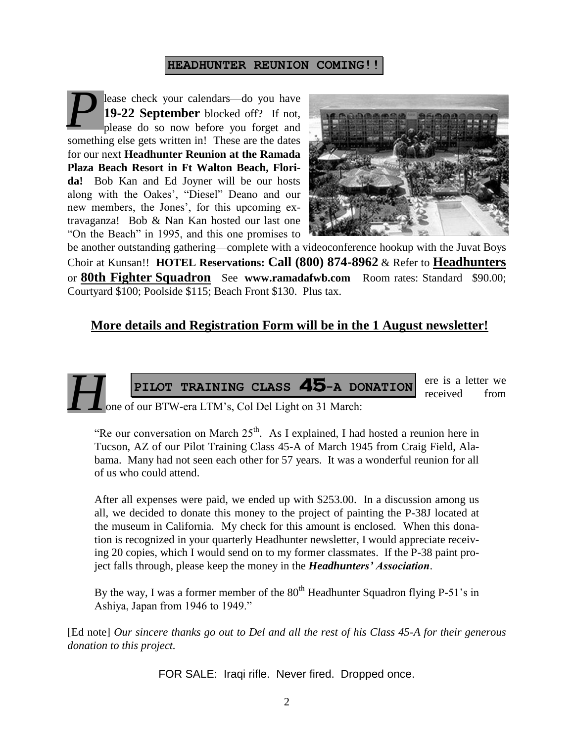## HEADHUNTER REUNION COMING!!

Please check your calendars—do you have **19-22 September** blocked off? If not, please do so now before you forget and something else gets written in! These are the dates for our next **Headhunter Reunion at the Ramada Plaza Beach Resort in Ft Walton Beach, Florida!** Bob Kan and Ed Joyner will be our hosts along with the Oakes', "Diesel" Deano and our new members, the Jones', for this upcoming extravaganza! Bob & Nan Kan hosted our last one "On the Beach" in 1995, and this one promises to be another outstanding gathering—complete with a videoconference hookup with the Juvat Boys Choir at Kunsan!! **HOTEL Reservations: Call (800) 874-8962** & Refer to **Headhunters** or **80th Fighter Squadron** See **www.ramadafwb.com** Room rates: Standard $90.00; Courtyard $100; Poolside $115; Beach Front $130. Plus tax.

**More details and Registration Form will be in the 1 August newsletter!**

## PILOT TRAINING CLASS 45-A DONATION

Here is a letter we received from one of our BTW-era LTM's, Col Del Light on 31 March:

> "Re our conversation on March 25th. As I explained, I had hosted a reunion here in Tucson, AZ of our Pilot Training Class 45-A of March 1945 from Craig Field, Alabama. Many had not seen each other for 57 years. It was a wonderful reunion for all of us who could attend.
>
> After all expenses were paid, we ended up with $253.00. In a discussion among us all, we decided to donate this money to the project of painting the P-38J located at the museum in California. My check for this amount is enclosed. When this donation is recognized in your quarterly Headhunter newsletter, I would appreciate receiving 20 copies, which I would send on to my former classmates. If the P-38 paint project falls through, please keep the money in the ***Headhunters' Association***.
>
> By the way, I was a former member of the 80th Headhunter Squadron flying P-51's in Ashiya, Japan from 1946 to 1949."

[Ed note] *Our sincere thanks go out to Del and all the rest of his Class 45-A for their generous donation to this project.*

FOR SALE: Iraqi rifle. Never fired. Dropped once.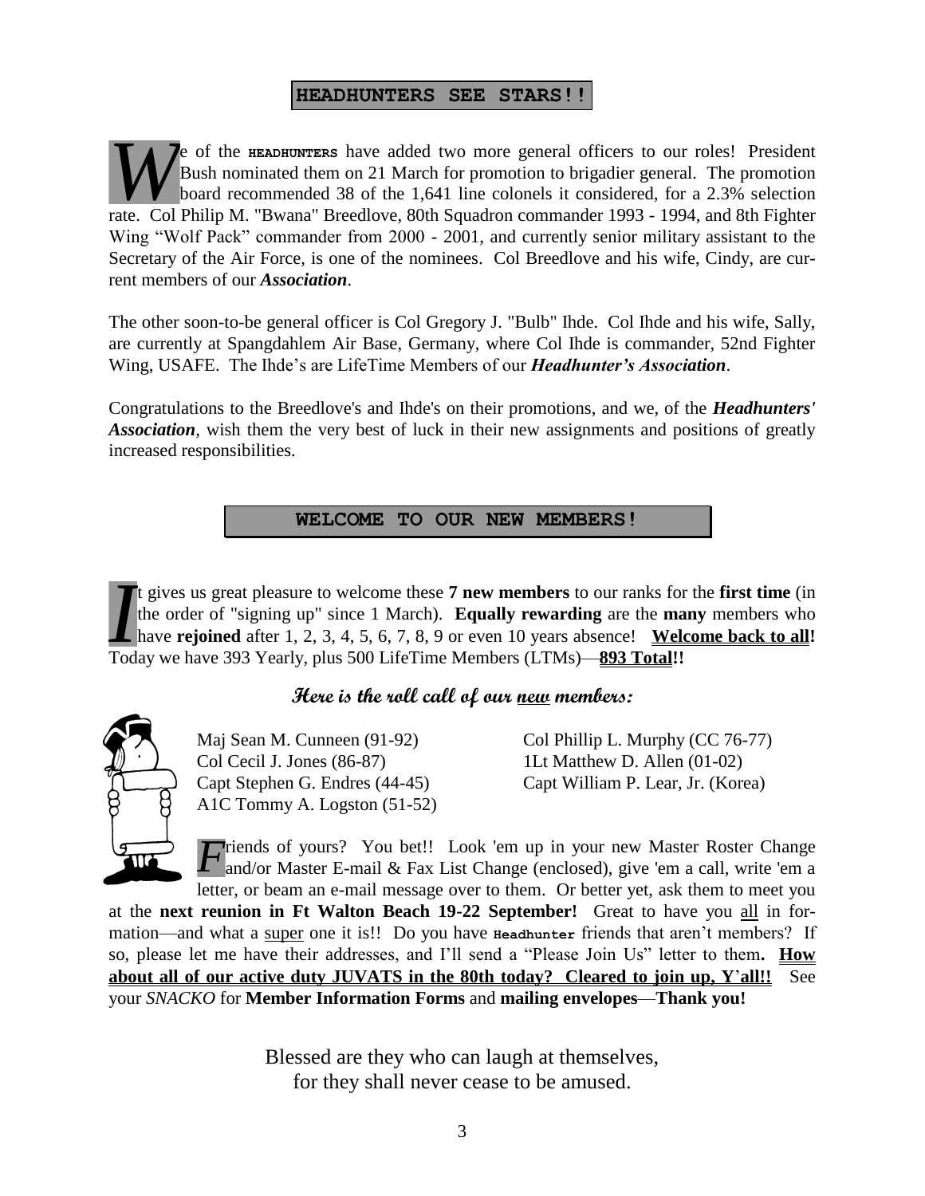## HEADHUNTERS SEE STARS!!

We of the **HEADHUNTERS** have added two more general officers to our roles! President Bush nominated them on 21 March for promotion to brigadier general. The promotion board recommended 38 of the 1,641 line colonels it considered, for a 2.3% selection rate. Col Philip M. "Bwana" Breedlove, 80th Squadron commander 1993 - 1994, and 8th Fighter Wing "Wolf Pack" commander from 2000 - 2001, and currently senior military assistant to the Secretary of the Air Force, is one of the nominees. Col Breedlove and his wife, Cindy, are current members of our ***Association***.

The other soon-to-be general officer is Col Gregory J. "Bulb" Ihde. Col Ihde and his wife, Sally, are currently at Spangdahlem Air Base, Germany, where Col Ihde is commander, 52nd Fighter Wing, USAFE. The Ihde's are LifeTime Members of our ***Headhunter's Association***.

Congratulations to the Breedlove's and Ihde's on their promotions, and we, of the ***Headhunters' Association***, wish them the very best of luck in their new assignments and positions of greatly increased responsibilities.

## WELCOME TO OUR NEW MEMBERS!

It gives us great pleasure to welcome these **7 new members** to our ranks for the **first time** (in the order of "signing up" since 1 March). **Equally rewarding** are the **many** members who have **rejoined** after 1, 2, 3, 4, 5, 6, 7, 8, 9 or even 10 years absence! **Welcome back to all!** Today we have 393 Yearly, plus 500 LifeTime Members (LTMs)—**893 Total!!**

### Here is the roll call of our new members:

Maj Sean M. Cunneen (91-92)
Col Cecil J. Jones (86-87)
Capt Stephen G. Endres (44-45)
A1C Tommy A. Logston (51-52)
Col Phillip L. Murphy (CC 76-77)
1Lt Matthew D. Allen (01-02)
Capt William P. Lear, Jr. (Korea)

Friends of yours? You bet!! Look 'em up in your new Master Roster Change and/or Master E-mail & Fax List Change (enclosed), give 'em a call, write 'em a letter, or beam an e-mail message over to them. Or better yet, ask them to meet you at the **next reunion in Ft Walton Beach 19-22 September!** Great to have you all in formation—and what a super one it is!! Do you have **Headhunter** friends that aren't members? If so, please let me have their addresses, and I'll send a "Please Join Us" letter to them**. How about all of our active duty JUVATS in the 80th today? Cleared to join up, Y'all!!** See your *SNACKO* for **Member Information Forms** and **mailing envelopes**—**Thank you!**

Blessed are they who can laugh at themselves,
for they shall never cease to be amused.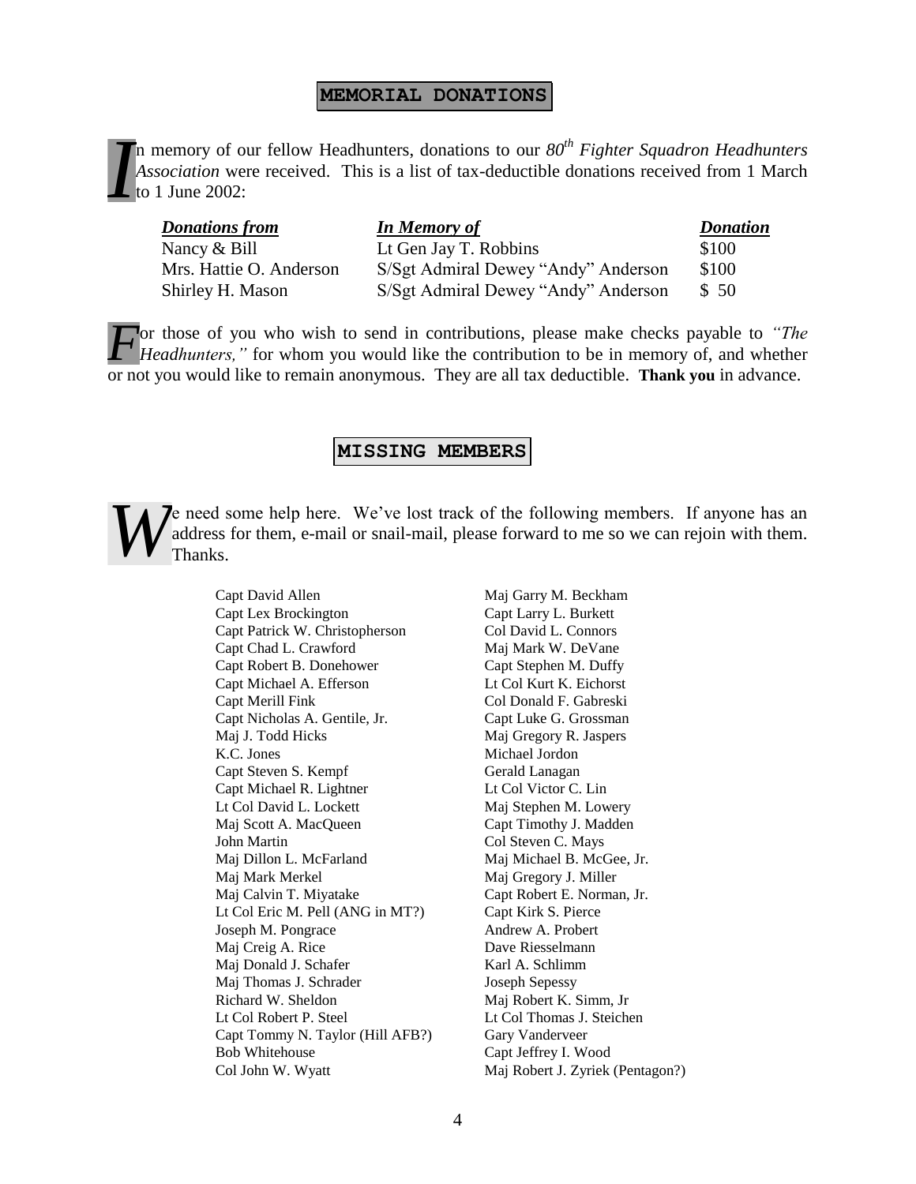## MEMORIAL DONATIONS

In memory of our fellow Headhunters, donations to our *80th Fighter Squadron Headhunters Association* were received. This is a list of tax-deductible donations received from 1 March to 1 June 2002:

| ***Donations from*** | ***In Memory of*** | ***Donation*** |
|---|---|---|
| Nancy & Bill | Lt Gen Jay T. Robbins | $100 |
| Mrs. Hattie O. Anderson | S/Sgt Admiral Dewey "Andy" Anderson | $100 |
| Shirley H. Mason | S/Sgt Admiral Dewey "Andy" Anderson | $ 50 |

For those of you who wish to send in contributions, please make checks payable to *"The Headhunters,"* for whom you would like the contribution to be in memory of, and whether or not you would like to remain anonymous. They are all tax deductible. **Thank you** in advance.

## MISSING MEMBERS

We need some help here. We've lost track of the following members. If anyone has an address for them, e-mail or snail-mail, please forward to me so we can rejoin with them. Thanks.

Capt David Allen
Capt Lex Brockington
Capt Patrick W. Christopherson
Capt Chad L. Crawford
Capt Robert B. Donehower
Capt Michael A. Efferson
Capt Merill Fink
Capt Nicholas A. Gentile, Jr.
Maj J. Todd Hicks
K.C. Jones
Capt Steven S. Kempf
Capt Michael R. Lightner
Lt Col David L. Lockett
Maj Scott A. MacQueen
John Martin
Maj Dillon L. McFarland
Maj Mark Merkel
Maj Calvin T. Miyatake
Lt Col Eric M. Pell (ANG in MT?)
Joseph M. Pongrace
Maj Creig A. Rice
Maj Donald J. Schafer
Maj Thomas J. Schrader
Richard W. Sheldon
Lt Col Robert P. Steel
Capt Tommy N. Taylor (Hill AFB?)
Bob Whitehouse
Col John W. Wyatt
Maj Garry M. Beckham
Capt Larry L. Burkett
Col David L. Connors
Maj Mark W. DeVane
Capt Stephen M. Duffy
Lt Col Kurt K. Eichorst
Col Donald F. Gabreski
Capt Luke G. Grossman
Maj Gregory R. Jaspers
Michael Jordon
Gerald Lanagan
Lt Col Victor C. Lin
Maj Stephen M. Lowery
Capt Timothy J. Madden
Col Steven C. Mays
Maj Michael B. McGee, Jr.
Maj Gregory J. Miller
Capt Robert E. Norman, Jr.
Capt Kirk S. Pierce
Andrew A. Probert
Dave Riesselmann
Karl A. Schlimm
Joseph Sepessy
Maj Robert K. Simm, Jr
Lt Col Thomas J. Steichen
Gary Vanderveer
Capt Jeffrey I. Wood
Maj Robert J. Zyriek (Pentagon?)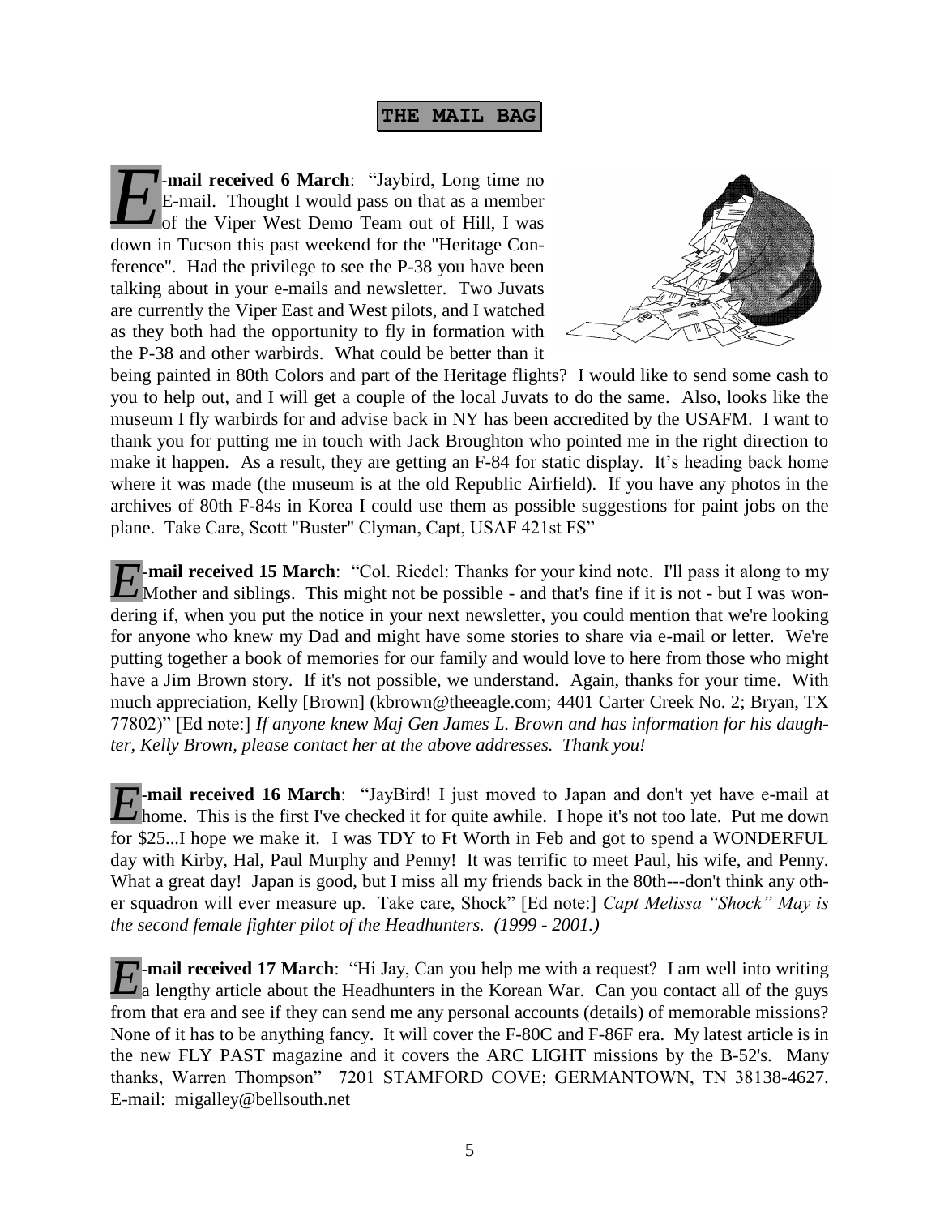## THE MAIL BAG

**E-mail received 6 March**: "Jaybird, Long time no E-mail. Thought I would pass on that as a member of the Viper West Demo Team out of Hill, I was down in Tucson this past weekend for the "Heritage Conference". Had the privilege to see the P-38 you have been talking about in your e-mails and newsletter. Two Juvats are currently the Viper East and West pilots, and I watched as they both had the opportunity to fly in formation with the P-38 and other warbirds. What could be better than it being painted in 80th Colors and part of the Heritage flights? I would like to send some cash to you to help out, and I will get a couple of the local Juvats to do the same. Also, looks like the museum I fly warbirds for and advise back in NY has been accredited by the USAFM. I want to thank you for putting me in touch with Jack Broughton who pointed me in the right direction to make it happen. As a result, they are getting an F-84 for static display. It's heading back home where it was made (the museum is at the old Republic Airfield). If you have any photos in the archives of 80th F-84s in Korea I could use them as possible suggestions for paint jobs on the plane. Take Care, Scott "Buster" Clyman, Capt, USAF 421st FS"

**E-mail received 15 March**: "Col. Riedel: Thanks for your kind note. I'll pass it along to my Mother and siblings. This might not be possible - and that's fine if it is not - but I was wondering if, when you put the notice in your next newsletter, you could mention that we're looking for anyone who knew my Dad and might have some stories to share via e-mail or letter. We're putting together a book of memories for our family and would love to here from those who might have a Jim Brown story. If it's not possible, we understand. Again, thanks for your time. With much appreciation, Kelly [Brown] (kbrown@theeagle.com; 4401 Carter Creek No. 2; Bryan, TX 77802)" [Ed note:] *If anyone knew Maj Gen James L. Brown and has information for his daughter, Kelly Brown, please contact her at the above addresses. Thank you!*

**E-mail received 16 March**: "JayBird! I just moved to Japan and don't yet have e-mail at home. This is the first I've checked it for quite awhile. I hope it's not too late. Put me down for $25...I hope we make it. I was TDY to Ft Worth in Feb and got to spend a WONDERFUL day with Kirby, Hal, Paul Murphy and Penny! It was terrific to meet Paul, his wife, and Penny. What a great day! Japan is good, but I miss all my friends back in the 80th---don't think any other squadron will ever measure up. Take care, Shock" [Ed note:] *Capt Melissa "Shock" May is the second female fighter pilot of the Headhunters. (1999 - 2001.)*

**E-mail received 17 March**: "Hi Jay, Can you help me with a request? I am well into writing a lengthy article about the Headhunters in the Korean War. Can you contact all of the guys from that era and see if they can send me any personal accounts (details) of memorable missions? None of it has to be anything fancy. It will cover the F-80C and F-86F era. My latest article is in the new FLY PAST magazine and it covers the ARC LIGHT missions by the B-52's. Many thanks, Warren Thompson" 7201 STAMFORD COVE; GERMANTOWN, TN 38138-4627. E-mail: migalley@bellsouth.net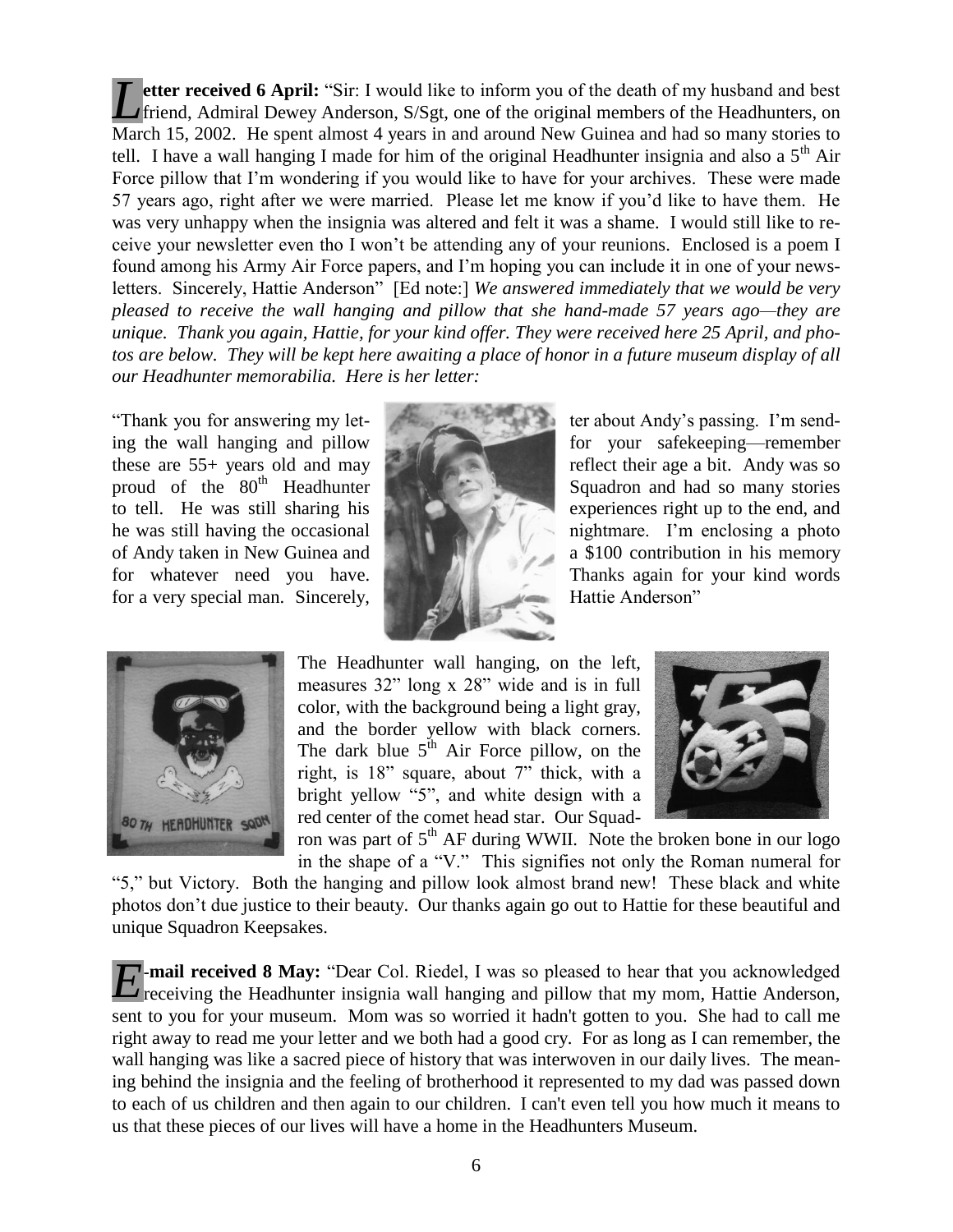**Letter received 6 April:** "Sir: I would like to inform you of the death of my husband and best friend, Admiral Dewey Anderson, S/Sgt, one of the original members of the Headhunters, on March 15, 2002. He spent almost 4 years in and around New Guinea and had so many stories to tell. I have a wall hanging I made for him of the original Headhunter insignia and also a 5th Air Force pillow that I'm wondering if you would like to have for your archives. These were made 57 years ago, right after we were married. Please let me know if you'd like to have them. He was very unhappy when the insignia was altered and felt it was a shame. I would still like to receive your newsletter even tho I won't be attending any of your reunions. Enclosed is a poem I found among his Army Air Force papers, and I'm hoping you can include it in one of your newsletters. Sincerely, Hattie Anderson" [Ed note:] *We answered immediately that we would be very pleased to receive the wall hanging and pillow that she hand-made 57 years ago—they are unique. Thank you again, Hattie, for your kind offer. They were received here 25 April, and photos are below. They will be kept here awaiting a place of honor in a future museum display of all our Headhunter memorabilia. Here is her letter:*

"Thank you for answering my letter about Andy's passing. I'm sending the wall hanging and pillow for your safekeeping—remember these are 55+ years old and may reflect their age a bit. Andy was so proud of the 80th Headhunter Squadron and had so many stories to tell. He was still sharing his experiences right up to the end, and he was still having the occasional nightmare. I'm enclosing a photo of Andy taken in New Guinea and a $100 contribution in his memory for whatever need you have. Thanks again for your kind words for a very special man. Sincerely, Hattie Anderson"

The Headhunter wall hanging, on the left, measures 32" long x 28" wide and is in full color, with the background being a light gray, and the border yellow with black corners. The dark blue 5th Air Force pillow, on the right, is 18" square, about 7" thick, with a bright yellow "5", and white design with a red center of the comet head star. Our Squadron was part of 5th AF during WWII. Note the broken bone in our logo in the shape of a "V." This signifies not only the Roman numeral for "5," but Victory. Both the hanging and pillow look almost brand new! These black and white photos don't due justice to their beauty. Our thanks again go out to Hattie for these beautiful and unique Squadron Keepsakes.

**E-mail received 8 May:** "Dear Col. Riedel, I was so pleased to hear that you acknowledged receiving the Headhunter insignia wall hanging and pillow that my mom, Hattie Anderson, sent to you for your museum. Mom was so worried it hadn't gotten to you. She had to call me right away to read me your letter and we both had a good cry. For as long as I can remember, the wall hanging was like a sacred piece of history that was interwoven in our daily lives. The meaning behind the insignia and the feeling of brotherhood it represented to my dad was passed down to each of us children and then again to our children. I can't even tell you how much it means to us that these pieces of our lives will have a home in the Headhunters Museum.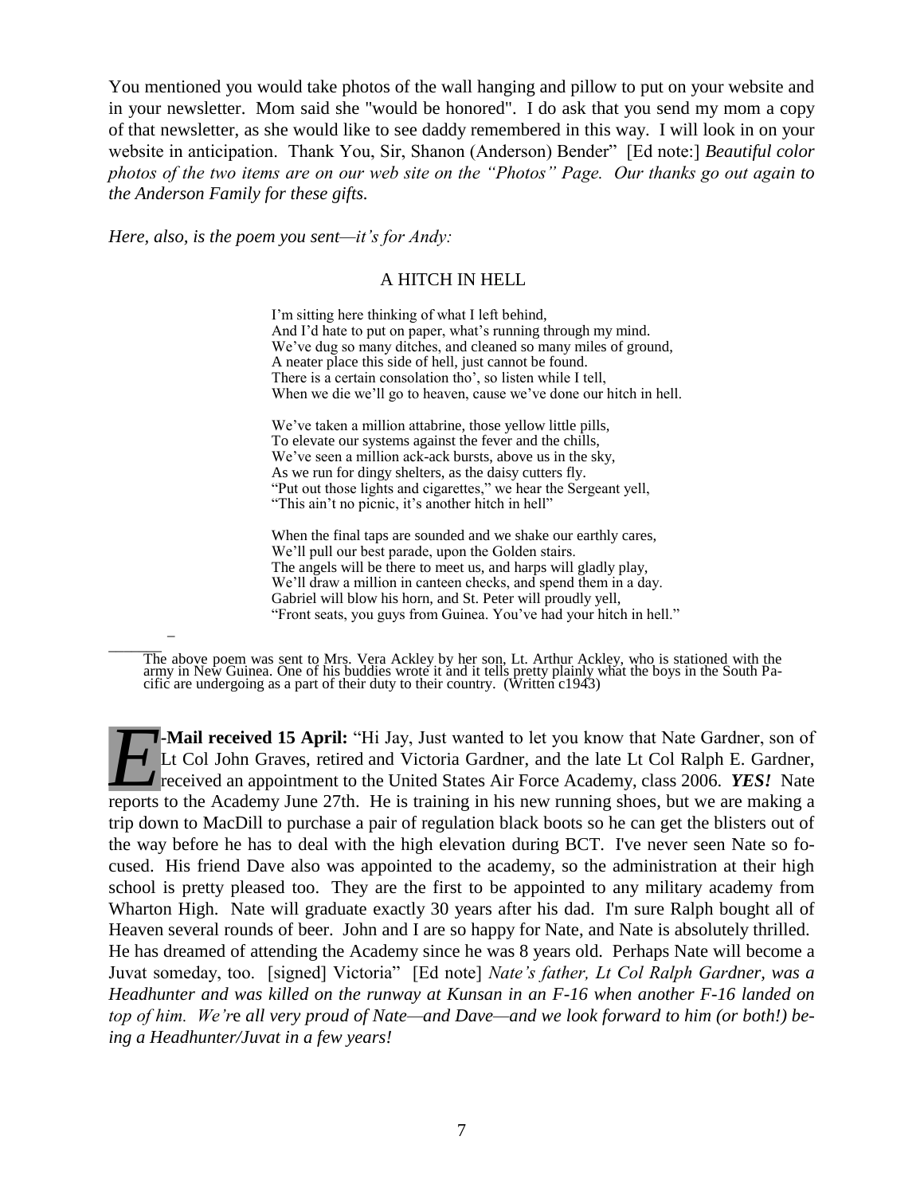You mentioned you would take photos of the wall hanging and pillow to put on your website and in your newsletter. Mom said she "would be honored". I do ask that you send my mom a copy of that newsletter, as she would like to see daddy remembered in this way. I will look in on your website in anticipation. Thank You, Sir, Shanon (Anderson) Bender" [Ed note:] *Beautiful color photos of the two items are on our web site on the "Photos" Page. Our thanks go out again to the Anderson Family for these gifts.*

*Here, also, is the poem you sent—it's for Andy:*

### A HITCH IN HELL

I'm sitting here thinking of what I left behind,
And I'd hate to put on paper, what's running through my mind.
We've dug so many ditches, and cleaned so many miles of ground,
A neater place this side of hell, just cannot be found.
There is a certain consolation tho', so listen while I tell,
When we die we'll go to heaven, cause we've done our hitch in hell.

We've taken a million attabrine, those yellow little pills,
To elevate our systems against the fever and the chills,
We've seen a million ack-ack bursts, above us in the sky,
As we run for dingy shelters, as the daisy cutters fly.
"Put out those lights and cigarettes," we hear the Sergeant yell,
"This ain't no picnic, it's another hitch in hell"

When the final taps are sounded and we shake our earthly cares,
We'll pull our best parade, upon the Golden stairs.
The angels will be there to meet us, and harps will gladly play,
We'll draw a million in canteen checks, and spend them in a day.
Gabriel will blow his horn, and St. Peter will proudly yell,
"Front seats, you guys from Guinea. You've had your hitch in hell."

The above poem was sent to Mrs. Vera Ackley by her son, Lt. Arthur Ackley, who is stationed with the army in New Guinea. One of his buddies wrote it and it tells pretty plainly what the boys in the South Pacific are undergoing as a part of their duty to their country. (Written c1943)

**E-Mail received 15 April:** "Hi Jay, Just wanted to let you know that Nate Gardner, son of Lt Col John Graves, retired and Victoria Gardner, and the late Lt Col Ralph E. Gardner, received an appointment to the United States Air Force Academy, class 2006. ***YES!*** Nate reports to the Academy June 27th. He is training in his new running shoes, but we are making a trip down to MacDill to purchase a pair of regulation black boots so he can get the blisters out of the way before he has to deal with the high elevation during BCT. I've never seen Nate so focused. His friend Dave also was appointed to the academy, so the administration at their high school is pretty pleased too. They are the first to be appointed to any military academy from Wharton High. Nate will graduate exactly 30 years after his dad. I'm sure Ralph bought all of Heaven several rounds of beer. John and I are so happy for Nate, and Nate is absolutely thrilled. He has dreamed of attending the Academy since he was 8 years old. Perhaps Nate will become a Juvat someday, too. [signed] Victoria" [Ed note] *Nate's father, Lt Col Ralph Gardner, was a Headhunter and was killed on the runway at Kunsan in an F-16 when another F-16 landed on top of him. We're all very proud of Nate—and Dave—and we look forward to him (or both!) being a Headhunter/Juvat in a few years!*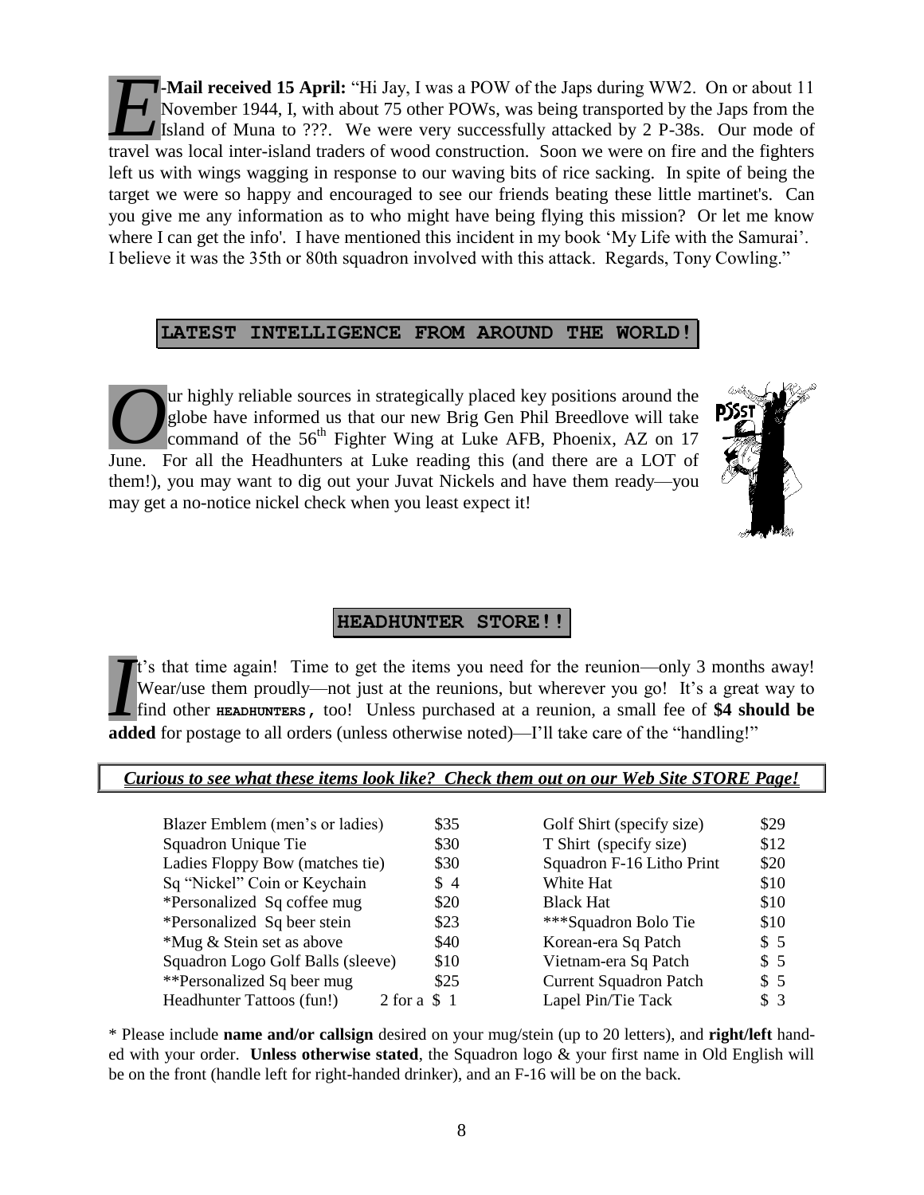**E-Mail received 15 April:** "Hi Jay, I was a POW of the Japs during WW2. On or about 11 November 1944, I, with about 75 other POWs, was being transported by the Japs from the Island of Muna to ???. We were very successfully attacked by 2 P-38s. Our mode of travel was local inter-island traders of wood construction. Soon we were on fire and the fighters left us with wings wagging in response to our waving bits of rice sacking. In spite of being the target we were so happy and encouraged to see our friends beating these little martinet's. Can you give me any information as to who might have being flying this mission? Or let me know where I can get the info'. I have mentioned this incident in my book 'My Life with the Samurai'. I believe it was the 35th or 80th squadron involved with this attack. Regards, Tony Cowling."

## LATEST INTELLIGENCE FROM AROUND THE WORLD!

Our highly reliable sources in strategically placed key positions around the globe have informed us that our new Brig Gen Phil Breedlove will take command of the 56th Fighter Wing at Luke AFB, Phoenix, AZ on 17 June. For all the Headhunters at Luke reading this (and there are a LOT of them!), you may want to dig out your Juvat Nickels and have them ready—you may get a no-notice nickel check when you least expect it!

## HEADHUNTER STORE!!

It's that time again! Time to get the items you need for the reunion—only 3 months away! Wear/use them proudly—not just at the reunions, but wherever you go! It's a great way to find other **HEADHUNTERS,** too! Unless purchased at a reunion, a small fee of **$4 should be added** for postage to all orders (unless otherwise noted)—I'll take care of the "handling!"

***Curious to see what these items look like? Check them out on our Web Site STORE Page!***

| Item | Price | Item | Price |
|---|---|---|---|
| Blazer Emblem (men's or ladies) | $35 | Golf Shirt (specify size) | $29 |
| Squadron Unique Tie | $30 | T Shirt (specify size) | $12 |
| Ladies Floppy Bow (matches tie) | $30 | Squadron F-16 Litho Print | $20 |
| Sq "Nickel" Coin or Keychain | $ 4 | White Hat | $10 |
| *Personalized Sq coffee mug | $20 | Black Hat | $10 |
| *Personalized Sq beer stein | $23 | ***Squadron Bolo Tie | $10 |
| *Mug & Stein set as above | $40 | Korean-era Sq Patch | $ 5 |
| Squadron Logo Golf Balls (sleeve) | $10 | Vietnam-era Sq Patch | $ 5 |
| **Personalized Sq beer mug | $25 | Current Squadron Patch | $ 5 |
| Headhunter Tattoos (fun!) | 2 for a $ 1 | Lapel Pin/Tie Tack | $ 3 |

* Please include **name and/or callsign** desired on your mug/stein (up to 20 letters), and **right/left** handed with your order. **Unless otherwise stated**, the Squadron logo & your first name in Old English will be on the front (handle left for right-handed drinker), and an F-16 will be on the back.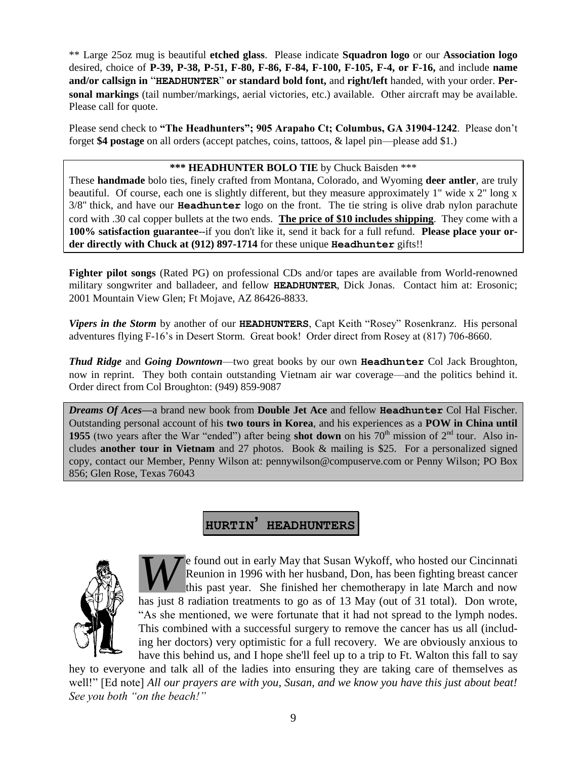** Large 25oz mug is beautiful **etched glass**. Please indicate **Squadron logo** or our **Association logo** desired, choice of **P-39, P-38, P-51, F-80, F-86, F-84, F-100, F-105, F-4, or F-16,** and include **name and/or callsign in** "**HEADHUNTER**" **or standard bold font,** and **right/left** handed, with your order. **Personal markings** (tail number/markings, aerial victories, etc.) available. Other aircraft may be available. Please call for quote.

Please send check to **"The Headhunters"; 905 Arapaho Ct; Columbus, GA 31904-1242**. Please don't forget **$4 postage** on all orders (accept patches, coins, tattoos, & lapel pin—please add $1.)

**\*\*\* HEADHUNTER BOLO TIE** by Chuck Baisden \*\*\*

These **handmade** bolo ties, finely crafted from Montana, Colorado, and Wyoming **deer antler**, are truly beautiful. Of course, each one is slightly different, but they measure approximately 1" wide x 2" long x 3/8" thick, and have our **Headhunter** logo on the front. The tie string is olive drab nylon parachute cord with .30 cal copper bullets at the two ends. **The price of $10 includes shipping**. They come with a **100% satisfaction guarantee**--if you don't like it, send it back for a full refund. **Please place your order directly with Chuck at (912) 897-1714** for these unique **Headhunter** gifts!!

**Fighter pilot songs** (Rated PG) on professional CDs and/or tapes are available from World-renowned military songwriter and balladeer, and fellow **HEADHUNTER**, Dick Jonas. Contact him at: Erosonic; 2001 Mountain View Glen; Ft Mojave, AZ 86426-8833.

***Vipers in the Storm*** by another of our **HEADHUNTERS**, Capt Keith "Rosey" Rosenkranz. His personal adventures flying F-16's in Desert Storm. Great book! Order direct from Rosey at (817) 706-8660.

***Thud Ridge*** and ***Going Downtown***—two great books by our own **Headhunter** Col Jack Broughton, now in reprint. They both contain outstanding Vietnam air war coverage—and the politics behind it. Order direct from Col Broughton: (949) 859-9087

***Dreams Of Aces***—a brand new book from **Double Jet Ace** and fellow **Headhunter** Col Hal Fischer. Outstanding personal account of his **two tours in Korea**, and his experiences as a **POW in China until 1955** (two years after the War "ended") after being **shot down** on his 70th mission of 2nd tour. Also includes **another tour in Vietnam** and 27 photos. Book & mailing is $25. For a personalized signed copy, contact our Member, Penny Wilson at: pennywilson@compuserve.com or Penny Wilson; PO Box 856; Glen Rose, Texas 76043

## HURTIN' HEADHUNTERS

We found out in early May that Susan Wykoff, who hosted our Cincinnati Reunion in 1996 with her husband, Don, has been fighting breast cancer this past year. She finished her chemotherapy in late March and now has just 8 radiation treatments to go as of 13 May (out of 31 total). Don wrote, "As she mentioned, we were fortunate that it had not spread to the lymph nodes. This combined with a successful surgery to remove the cancer has us all (including her doctors) very optimistic for a full recovery. We are obviously anxious to have this behind us, and I hope she'll feel up to a trip to Ft. Walton this fall to say hey to everyone and talk all of the ladies into ensuring they are taking care of themselves as well!" [Ed note] *All our prayers are with you, Susan, and we know you have this just about beat! See you both "on the beach!"*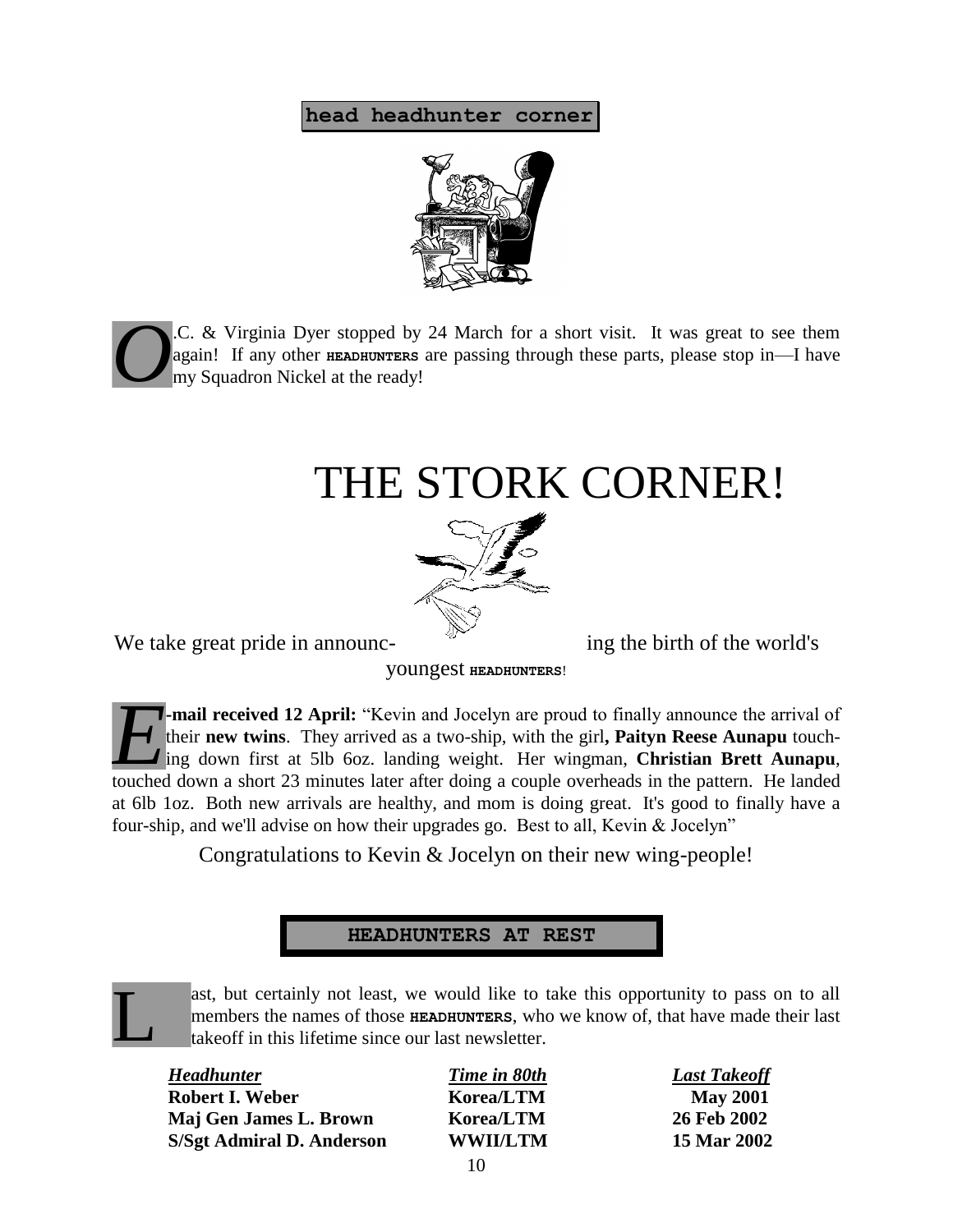## head headhunter corner

O.C. & Virginia Dyer stopped by 24 March for a short visit. It was great to see them again! If any other **HEADHUNTERS** are passing through these parts, please stop in—I have my Squadron Nickel at the ready!

# THE STORK CORNER!

We take great pride in announcing the birth of the world's youngest **HEADHUNTERS**!

**E-mail received 12 April:** "Kevin and Jocelyn are proud to finally announce the arrival of their **new twins**. They arrived as a two-ship, with the girl**, Paityn Reese Aunapu** touching down first at 5lb 6oz. landing weight. Her wingman, **Christian Brett Aunapu**, touched down a short 23 minutes later after doing a couple overheads in the pattern. He landed at 6lb 1oz. Both new arrivals are healthy, and mom is doing great. It's good to finally have a four-ship, and we'll advise on how their upgrades go. Best to all, Kevin & Jocelyn"

Congratulations to Kevin & Jocelyn on their new wing-people!

## HEADHUNTERS AT REST

Last, but certainly not least, we would like to take this opportunity to pass on to all members the names of those **HEADHUNTERS**, who we know of, that have made their last takeoff in this lifetime since our last newsletter.

| ***Headhunter*** | ***Time in 80th*** | ***Last Takeoff*** |
|---|---|---|
| **Robert I. Weber** | **Korea/LTM** | **May 2001** |
| **Maj Gen James L. Brown** | **Korea/LTM** | **26 Feb 2002** |
| **S/Sgt Admiral D. Anderson** | **WWII/LTM** | **15 Mar 2002** |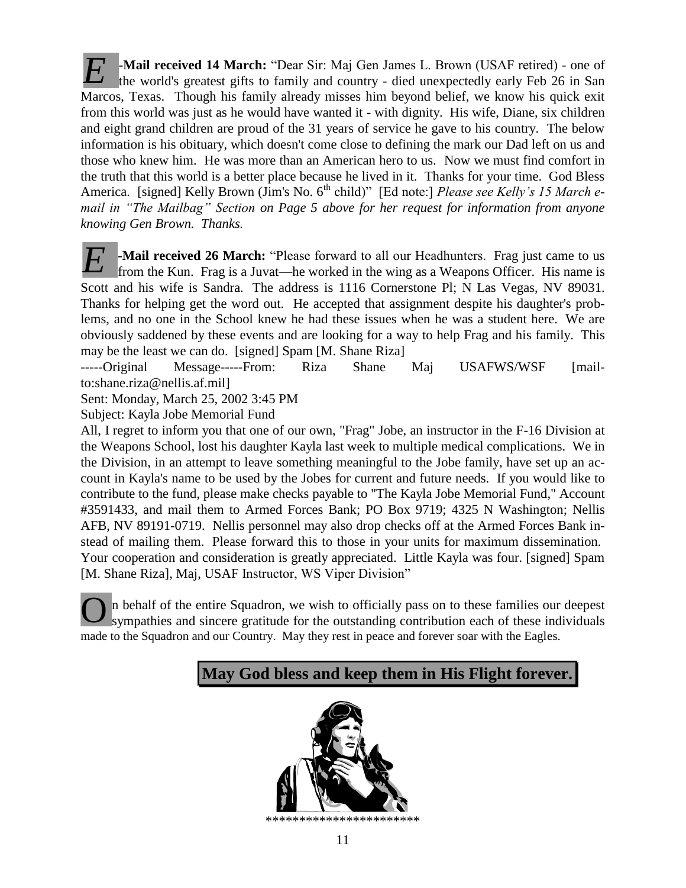**E-Mail received 14 March:** "Dear Sir: Maj Gen James L. Brown (USAF retired) - one of the world's greatest gifts to family and country - died unexpectedly early Feb 26 in San Marcos, Texas. Though his family already misses him beyond belief, we know his quick exit from this world was just as he would have wanted it - with dignity. His wife, Diane, six children and eight grand children are proud of the 31 years of service he gave to his country. The below information is his obituary, which doesn't come close to defining the mark our Dad left on us and those who knew him. He was more than an American hero to us. Now we must find comfort in the truth that this world is a better place because he lived in it. Thanks for your time. God Bless America. [signed] Kelly Brown (Jim's No. 6th child)" [Ed note:] *Please see Kelly's 15 March e-mail in "The Mailbag" Section on Page 5 above for her request for information from anyone knowing Gen Brown. Thanks.*

**E-Mail received 26 March:** "Please forward to all our Headhunters. Frag just came to us from the Kun. Frag is a Juvat—he worked in the wing as a Weapons Officer. His name is Scott and his wife is Sandra. The address is 1116 Cornerstone Pl; N Las Vegas, NV 89031. Thanks for helping get the word out. He accepted that assignment despite his daughter's problems, and no one in the School knew he had these issues when he was a student here. We are obviously saddened by these events and are looking for a way to help Frag and his family. This may be the least we can do. [signed] Spam [M. Shane Riza]

-----Original Message-----From: Riza Shane Maj USAFWS/WSF [mailto:shane.riza@nellis.af.mil]

Sent: Monday, March 25, 2002 3:45 PM

Subject: Kayla Jobe Memorial Fund

All, I regret to inform you that one of our own, "Frag" Jobe, an instructor in the F-16 Division at the Weapons School, lost his daughter Kayla last week to multiple medical complications. We in the Division, in an attempt to leave something meaningful to the Jobe family, have set up an account in Kayla's name to be used by the Jobes for current and future needs. If you would like to contribute to the fund, please make checks payable to "The Kayla Jobe Memorial Fund," Account #3591433, and mail them to Armed Forces Bank; PO Box 9719; 4325 N Washington; Nellis AFB, NV 89191-0719. Nellis personnel may also drop checks off at the Armed Forces Bank instead of mailing them. Please forward this to those in your units for maximum dissemination. Your cooperation and consideration is greatly appreciated. Little Kayla was four. [signed] Spam [M. Shane Riza], Maj, USAF Instructor, WS Viper Division"

On behalf of the entire Squadron, we wish to officially pass on to these families our deepest sympathies and sincere gratitude for the outstanding contribution each of these individuals made to the Squadron and our Country. May they rest in peace and forever soar with the Eagles.

**May God bless and keep them in His Flight forever.**

**********************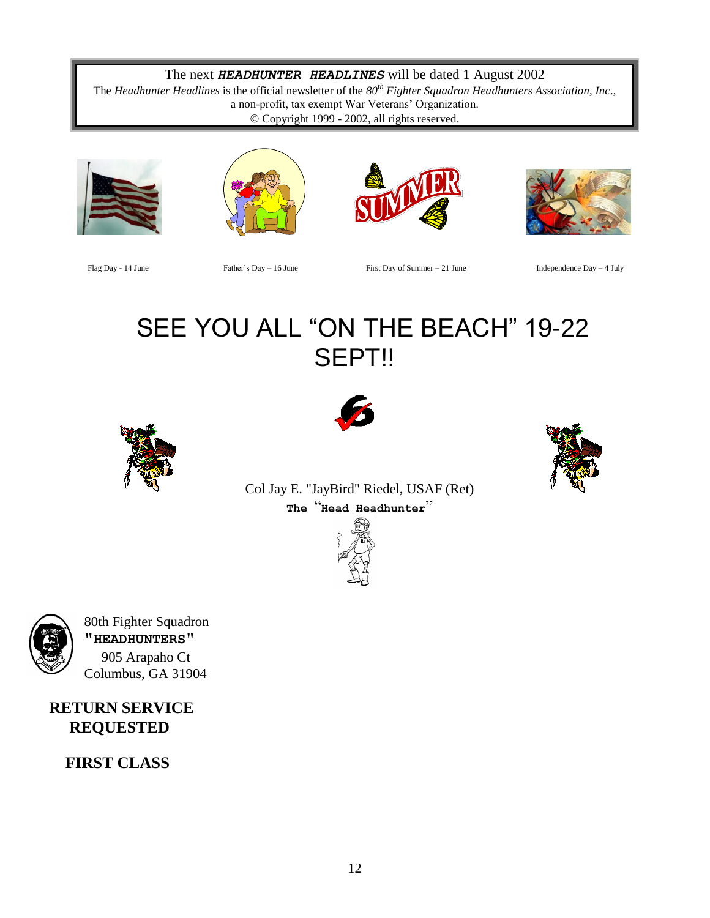The next ***HEADHUNTER HEADLINES*** will be dated 1 August 2002
The *Headhunter Headlines* is the official newsletter of the *80th Fighter Squadron Headhunters Association, Inc*., a non-profit, tax exempt War Veterans' Organization.
© Copyright 1999 - 2002, all rights reserved.

Flag Day - 14 June

Father's Day – 16 June

First Day of Summer – 21 June

Independence Day – 4 July

# SEE YOU ALL "ON THE BEACH" 19-22 SEPT!!

Col Jay E. "JayBird" Riedel, USAF (Ret)
**The "Head Headhunter"**

80th Fighter Squadron
**"HEADHUNTERS"**
905 Arapaho Ct
Columbus, GA 31904

**RETURN SERVICE REQUESTED**

**FIRST CLASS**